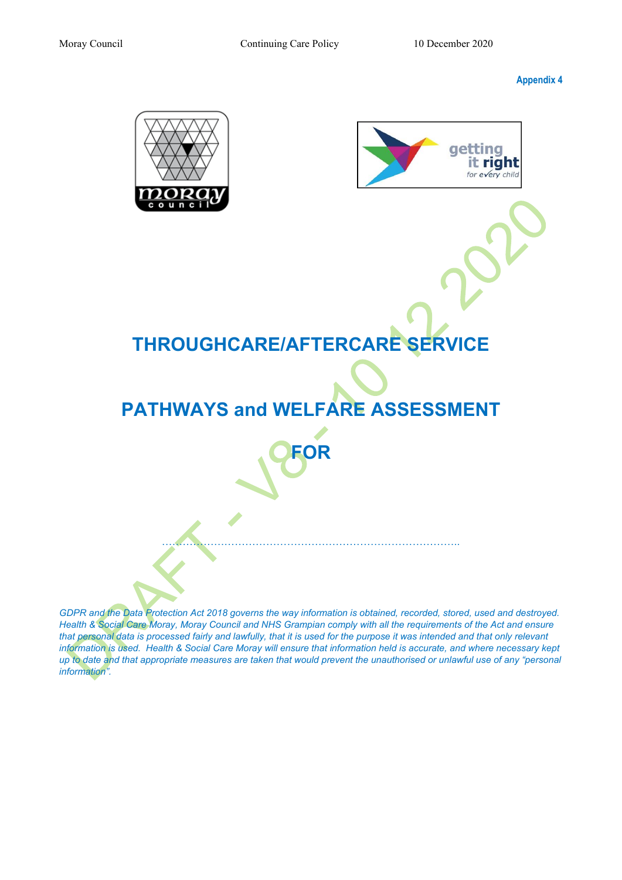Appendix 4

# THROUGHCARE/AFTERCARE SERVICE

# PATHWAYS and WELFARE ASSESSMENT

# FOR

……………………………………………………………………………..

*GDPR and the Data Protection Act 2018 governs the way information is obtained, recorded, stored, used and destroyed. Health & Social Care Moray, Moray Council and NHS Grampian comply with all the requirements of the Act and ensure that personal data is processed fairly and lawfully, that it is used for the purpose it was intended and that only relevant information is used. Health & Social Care Moray will ensure that information held is accurate, and where necessary kept up to date and that appropriate measures are taken that would prevent the unauthorised or unlawful use of any "personal information".*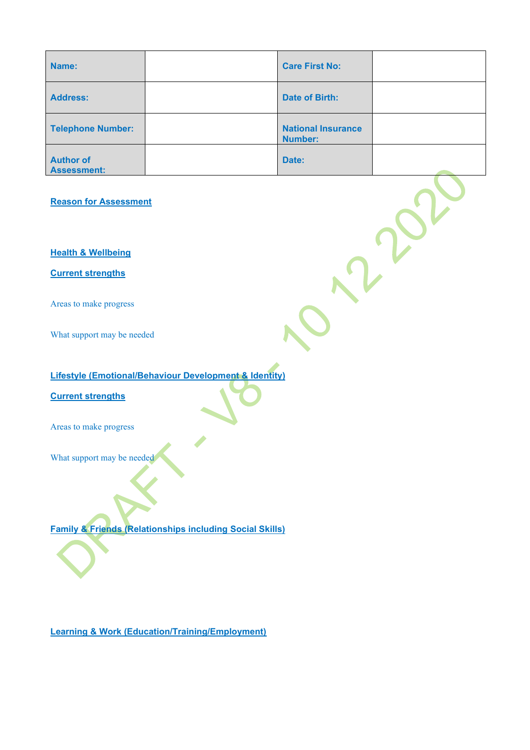| Name: | | Care First No: | |
|---|---|---|---|
| Address: | | Date of Birth: | |
| Telephone Number: | | National Insurance Number: | |
| Author of Assessment: | | Date: | |

DRAFT - V8 - 10 12 2020

**Reason for Assessment**

**Health & Wellbeing**

**Current strengths**

Areas to make progress

What support may be needed

**Lifestyle (Emotional/Behaviour Development & Identity)**

**Current strengths**

Areas to make progress

What support may be needed

**Family & Friends (Relationships including Social Skills)**

**Learning & Work (Education/Training/Employment)**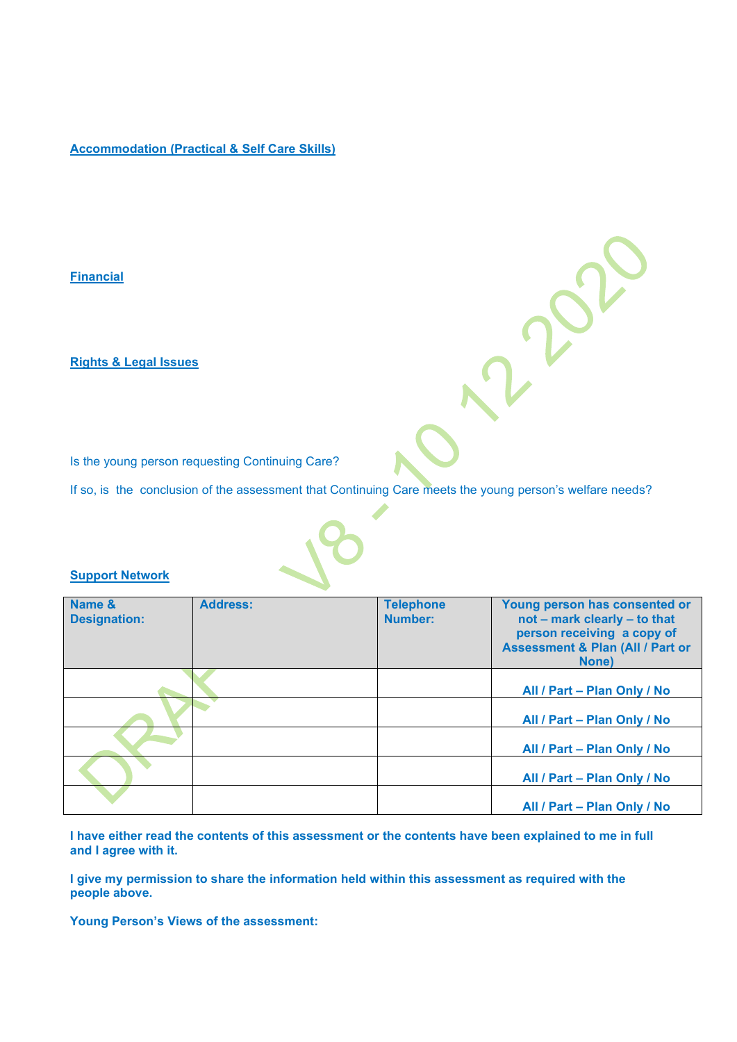**Accommodation (Practical & Self Care Skills)**

**Financial**

**Rights & Legal Issues**

Is the young person requesting Continuing Care?

If so, is the conclusion of the assessment that Continuing Care meets the young person's welfare needs?

**Support Network**

| Name & Designation: | Address: | Telephone Number: | Young person has consented or not – mark clearly – to that person receiving a copy of Assessment & Plan (All / Part or None) |
|---|---|---|---|
| | | | All / Part – Plan Only / No |
| | | | All / Part – Plan Only / No |
| | | | All / Part – Plan Only / No |
| | | | All / Part – Plan Only / No |
| | | | All / Part – Plan Only / No |

**I have either read the contents of this assessment or the contents have been explained to me in full and I agree with it.**

**I give my permission to share the information held within this assessment as required with the people above.**

**Young Person's Views of the assessment:**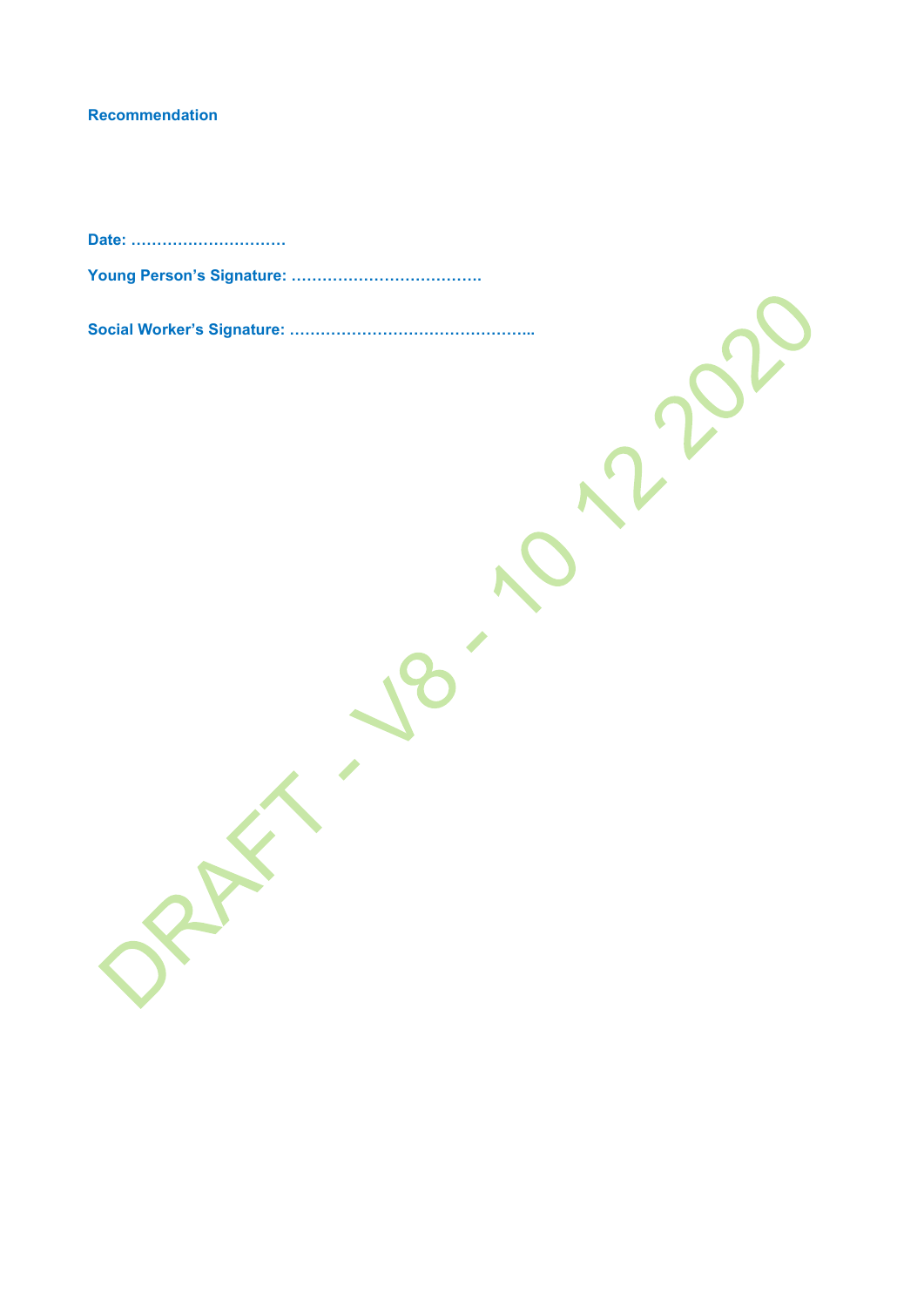**Recommendation**

**Date: …………………………**

**Young Person's Signature: ………………………………**

**Social Worker's Signature: ………………………………………..**

DRAFT - V8 - 10 12 2020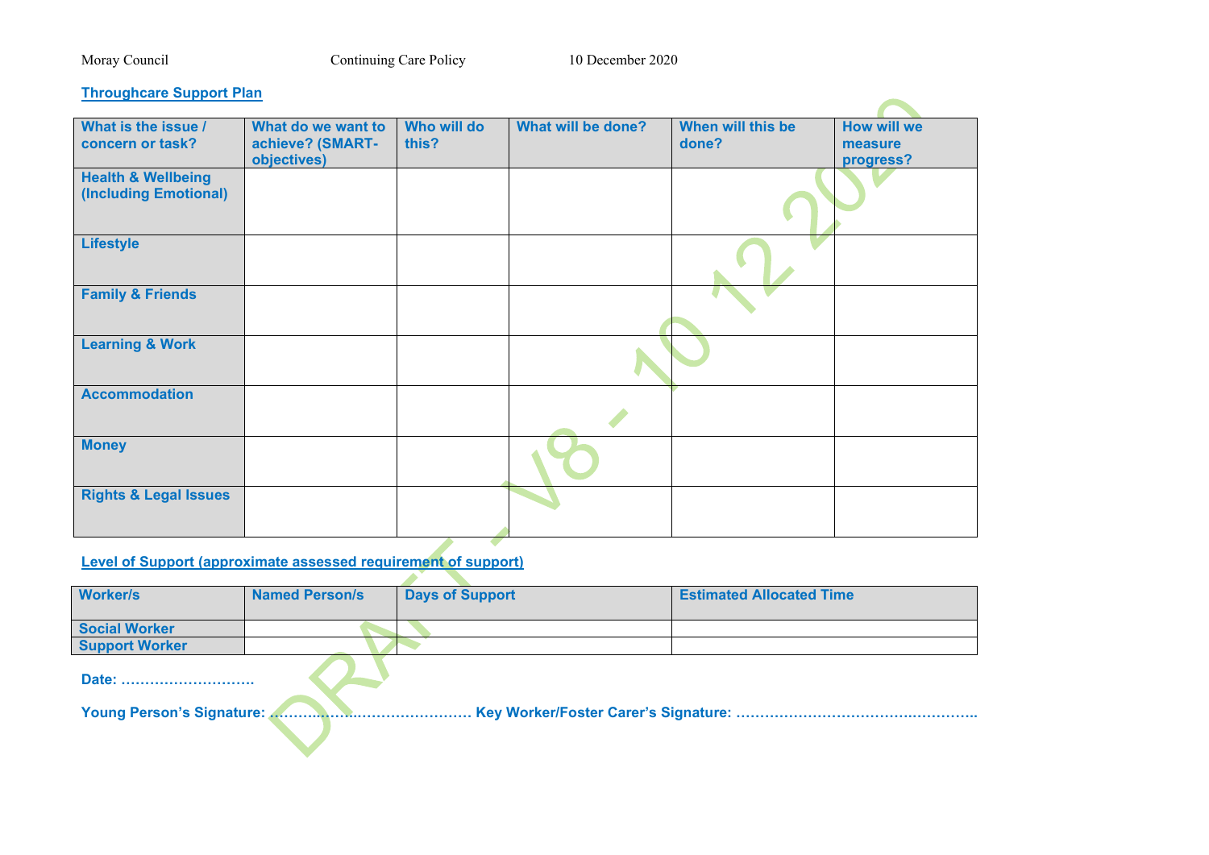## Throughcare Support Plan

| What is the issue / concern or task? | What do we want to achieve? (SMART-objectives) | Who will do this? | What will be done? | When will this be done? | How will we measure progress? |
|---|---|---|---|---|---|
| **Health & Wellbeing (Including Emotional)** | | | | | |
| **Lifestyle** | | | | | |
| **Family & Friends** | | | | | |
| **Learning & Work** | | | | | |
| **Accommodation** | | | | | |
| **Money** | | | | | |
| **Rights & Legal Issues** | | | | | |

## Level of Support (approximate assessed requirement of support)

| Worker/s | Named Person/s | Days of Support | Estimated Allocated Time |
|---|---|---|---|
| **Social Worker** | | | |
| **Support Worker** | | | |

**Date: ……………………….**

**Young Person's Signature: …………………………………… Key Worker/Foster Carer's Signature: …………………………………………..**

DRAFT - V8 - 10 12 2020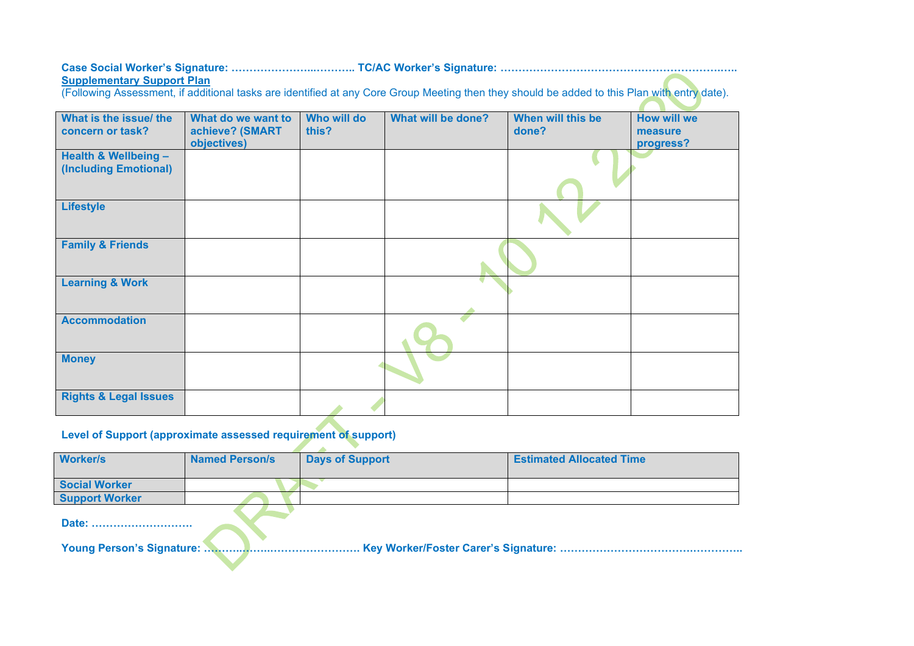**Case Social Worker's Signature: …………………..……….. TC/AC Worker's Signature: …………………………………………………….…..**

**Supplementary Support Plan**

(Following Assessment, if additional tasks are identified at any Core Group Meeting then they should be added to this Plan with entry date).

| What is the issue/ the concern or task? | What do we want to achieve? (SMART objectives) | Who will do this? | What will be done? | When will this be done? | How will we measure progress? |
|---|---|---|---|---|---|
| **Health & Wellbeing – (Including Emotional)** | | | | | |
| **Lifestyle** | | | | | |
| **Family & Friends** | | | | | |
| **Learning & Work** | | | | | |
| **Accommodation** | | | | | |
| **Money** | | | | | |
| **Rights & Legal Issues** | | | | | |

**Level of Support (approximate assessed requirement of support)**

| Worker/s | Named Person/s | Days of Support | Estimated Allocated Time |
|---|---|---|---|
| **Social Worker** | | | |
| **Support Worker** | | | |

**Date: ……………………….**

**Young Person's Signature: ………………..……………………. Key Worker/Foster Carer's Signature: …………………………….………….**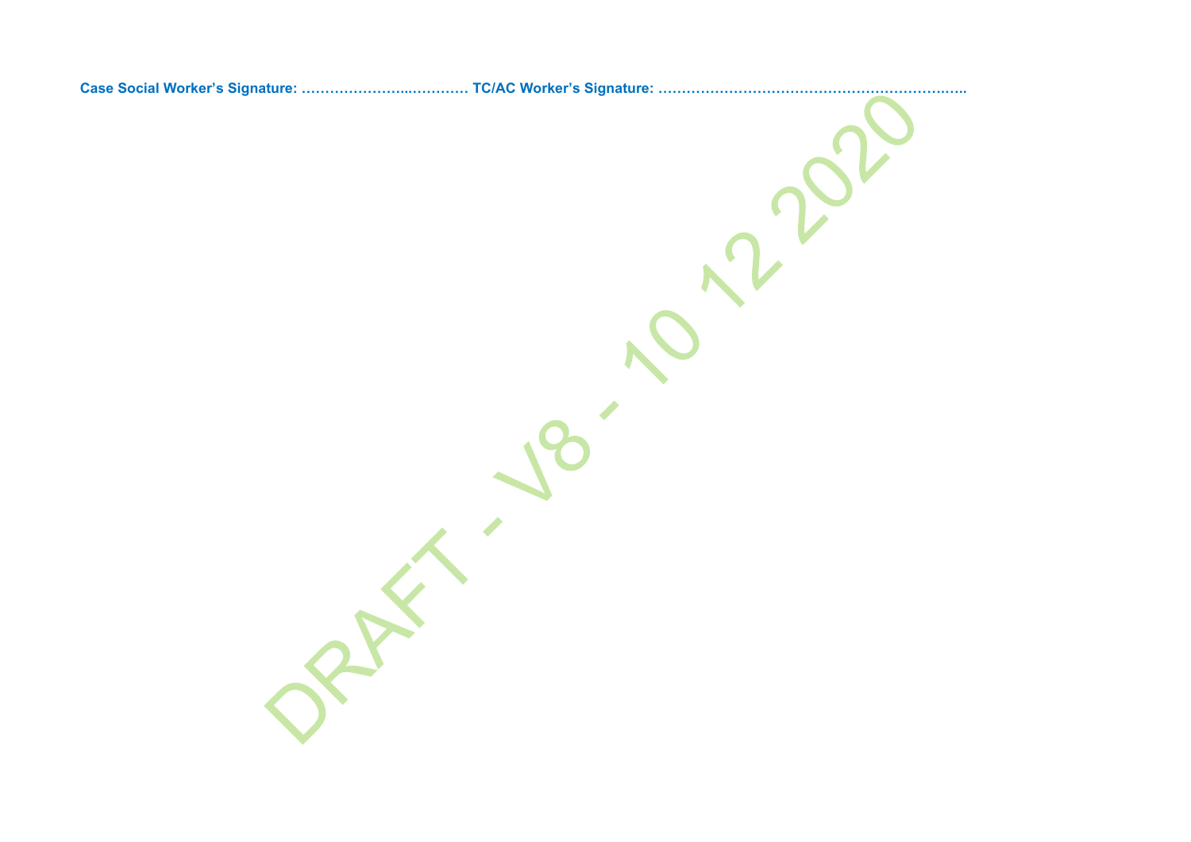**Case Social Worker's Signature: ………………..………… TC/AC Worker's Signature: ……………………………………………………..**

DRAFT - V8 - 10 12 2020